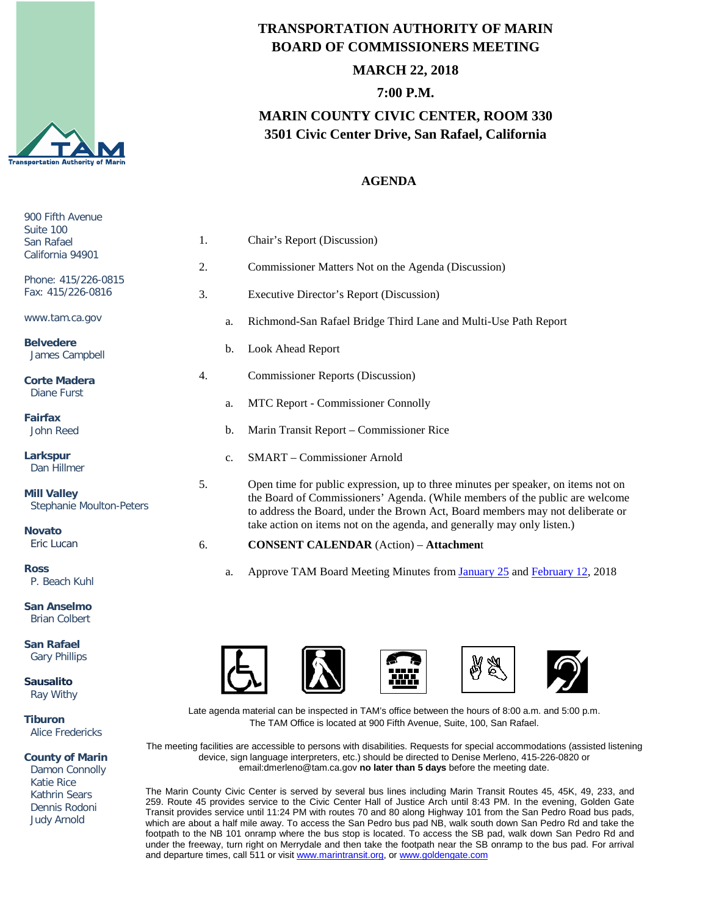# TRANSPORTATION AUTHORITY OF MARIN
## BOARD OF COMMISSIONERS MEETING

**MARCH 22, 2018**

**7:00 P.M.**

**MARIN COUNTY CIVIC CENTER, ROOM 330**
**3501 Civic Center Drive, San Rafael, California**

900 Fifth Avenue
Suite 100
San Rafael
California 94901

Phone: 415/226-0815
Fax: 415/226-0816

www.tam.ca.gov

**Belvedere**
James Campbell

**Corte Madera**
Diane Furst

**Fairfax**
John Reed

**Larkspur**
Dan Hillmer

**Mill Valley**
Stephanie Moulton-Peters

**Novato**
Eric Lucan

**Ross**
P. Beach Kuhl

**San Anselmo**
Brian Colbert

**San Rafael**
Gary Phillips

**Sausalito**
Ray Withy

**Tiburon**
Alice Fredericks

**County of Marin**
Damon Connolly
Katie Rice
Kathrin Sears
Dennis Rodoni
Judy Arnold

## AGENDA

1. Chair's Report (Discussion)
2. Commissioner Matters Not on the Agenda (Discussion)
3. Executive Director's Report (Discussion)
   a. Richmond-San Rafael Bridge Third Lane and Multi-Use Path Report
   b. Look Ahead Report
4. Commissioner Reports (Discussion)
   a. MTC Report - Commissioner Connolly
   b. Marin Transit Report – Commissioner Rice
   c. SMART – Commissioner Arnold
5. Open time for public expression, up to three minutes per speaker, on items not on the Board of Commissioners' Agenda. (While members of the public are welcome to address the Board, under the Brown Act, Board members may not deliberate or take action on items not on the agenda, and generally may only listen.)
6. **CONSENT CALENDAR** (Action) – **Attachment**
   a. Approve TAM Board Meeting Minutes from January 25 and February 12, 2018

Late agenda material can be inspected in TAM's office between the hours of 8:00 a.m. and 5:00 p.m. The TAM Office is located at 900 Fifth Avenue, Suite, 100, San Rafael.

The meeting facilities are accessible to persons with disabilities. Requests for special accommodations (assisted listening device, sign language interpreters, etc.) should be directed to Denise Merleno, 415-226-0820 or email:dmerleno@tam.ca.gov **no later than 5 days** before the meeting date.

The Marin County Civic Center is served by several bus lines including Marin Transit Routes 45, 45K, 49, 233, and 259. Route 45 provides service to the Civic Center Hall of Justice Arch until 8:43 PM. In the evening, Golden Gate Transit provides service until 11:24 PM with routes 70 and 80 along Highway 101 from the San Pedro Road bus pads, which are about a half mile away. To access the San Pedro bus pad NB, walk south down San Pedro Rd and take the footpath to the NB 101 onramp where the bus stop is located. To access the SB pad, walk down San Pedro Rd and under the freeway, turn right on Merrydale and then take the footpath near the SB onramp to the bus pad. For arrival and departure times, call 511 or visit www.marintransit.org, or www.goldengate.com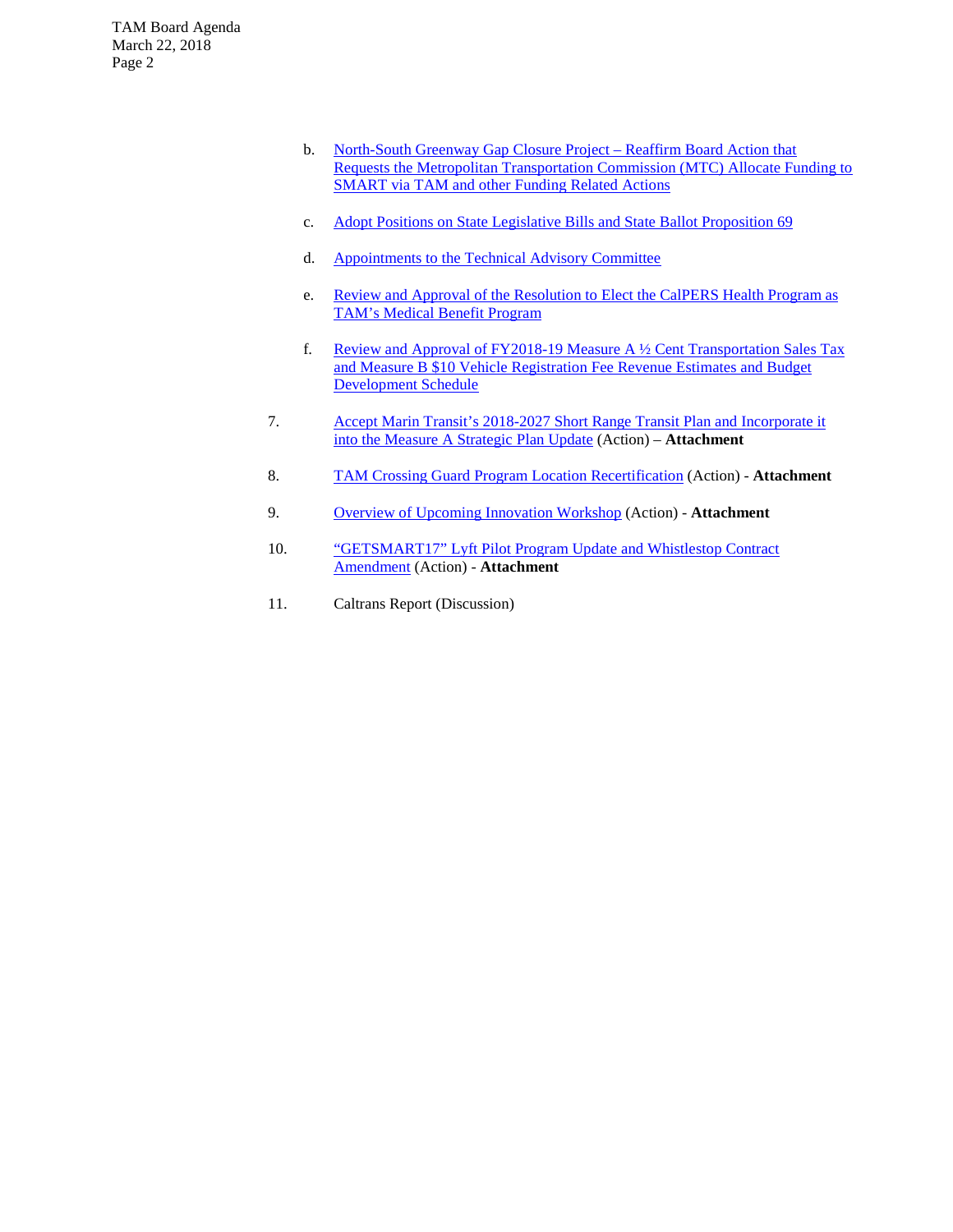b. North-South Greenway Gap Closure Project – Reaffirm Board Action that Requests the Metropolitan Transportation Commission (MTC) Allocate Funding to SMART via TAM and other Funding Related Actions

c. Adopt Positions on State Legislative Bills and State Ballot Proposition 69

d. Appointments to the Technical Advisory Committee

e. Review and Approval of the Resolution to Elect the CalPERS Health Program as TAM's Medical Benefit Program

f. Review and Approval of FY2018-19 Measure A ½ Cent Transportation Sales Tax and Measure B $10 Vehicle Registration Fee Revenue Estimates and Budget Development Schedule

7. Accept Marin Transit's 2018-2027 Short Range Transit Plan and Incorporate it into the Measure A Strategic Plan Update (Action) – **Attachment**

8. TAM Crossing Guard Program Location Recertification (Action) - **Attachment**

9. Overview of Upcoming Innovation Workshop (Action) - **Attachment**

10. "GETSMART17" Lyft Pilot Program Update and Whistlestop Contract Amendment (Action) - **Attachment**

11. Caltrans Report (Discussion)